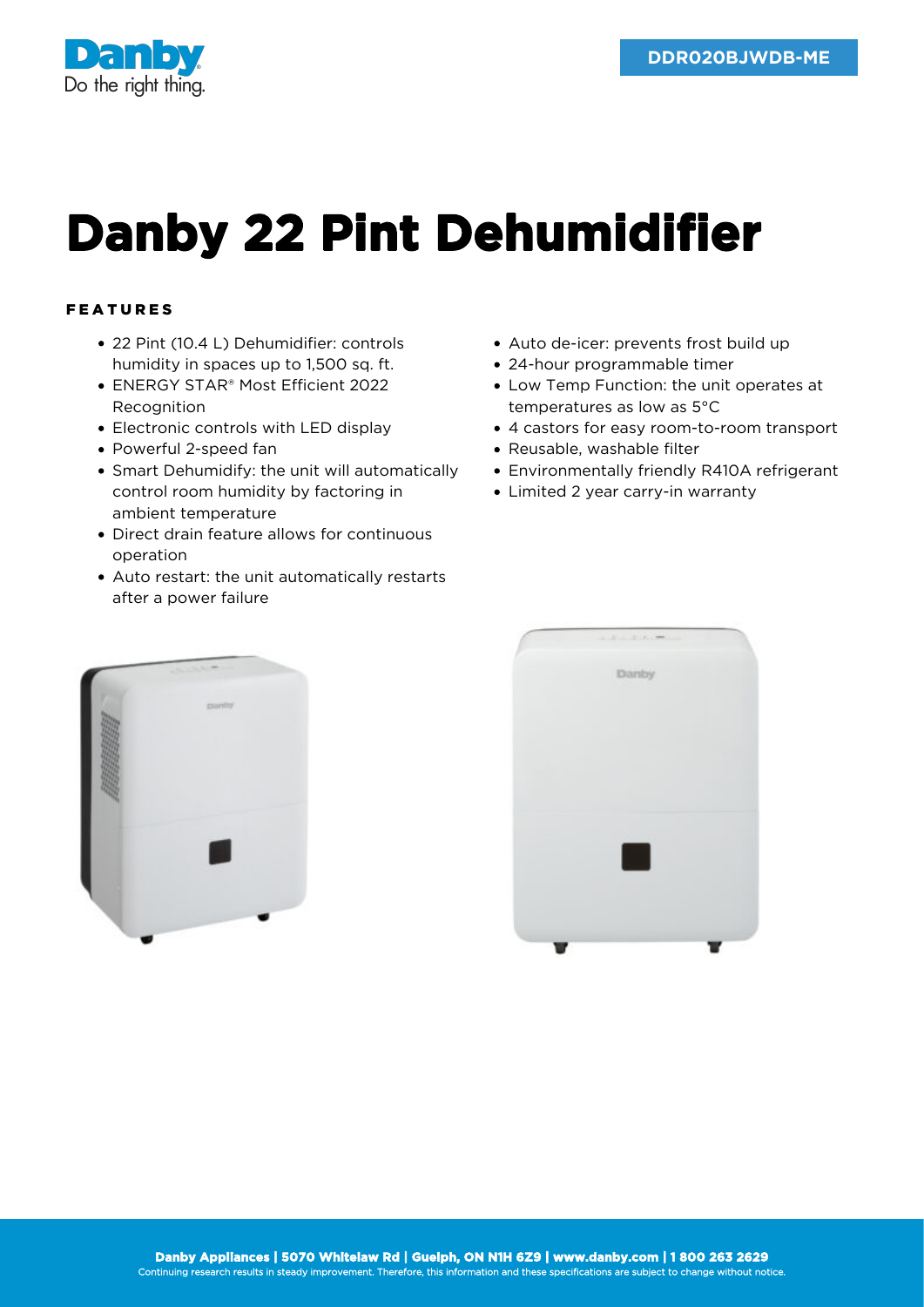DDR020BJWDB-ME

# Danby 22 Pint Dehumidifier

## FEATURES

- 22 Pint (10.4 L) Dehumidifier: controls humidity in spaces up to 1,500 sq. ft.
- ENERGY STAR® Most Efficient 2022 Recognition
- Electronic controls with LED display
- Powerful 2-speed fan
- Smart Dehumidify: the unit will automatically control room humidity by factoring in ambient temperature
- Direct drain feature allows for continuous operation
- Auto restart: the unit automatically restarts after a power failure
- Auto de-icer: prevents frost build up
- 24-hour programmable timer
- Low Temp Function: the unit operates at temperatures as low as 5°C
- 4 castors for easy room-to-room transport
- Reusable, washable filter
- Environmentally friendly R410A refrigerant
- Limited 2 year carry-in warranty

**Danby Appliances | 5070 Whitelaw Rd | Guelph, ON N1H 6Z9 | www.danby.com | 1 800 263 2629**

Continuing research results in steady improvement. Therefore, this information and these specifications are subject to change without notice.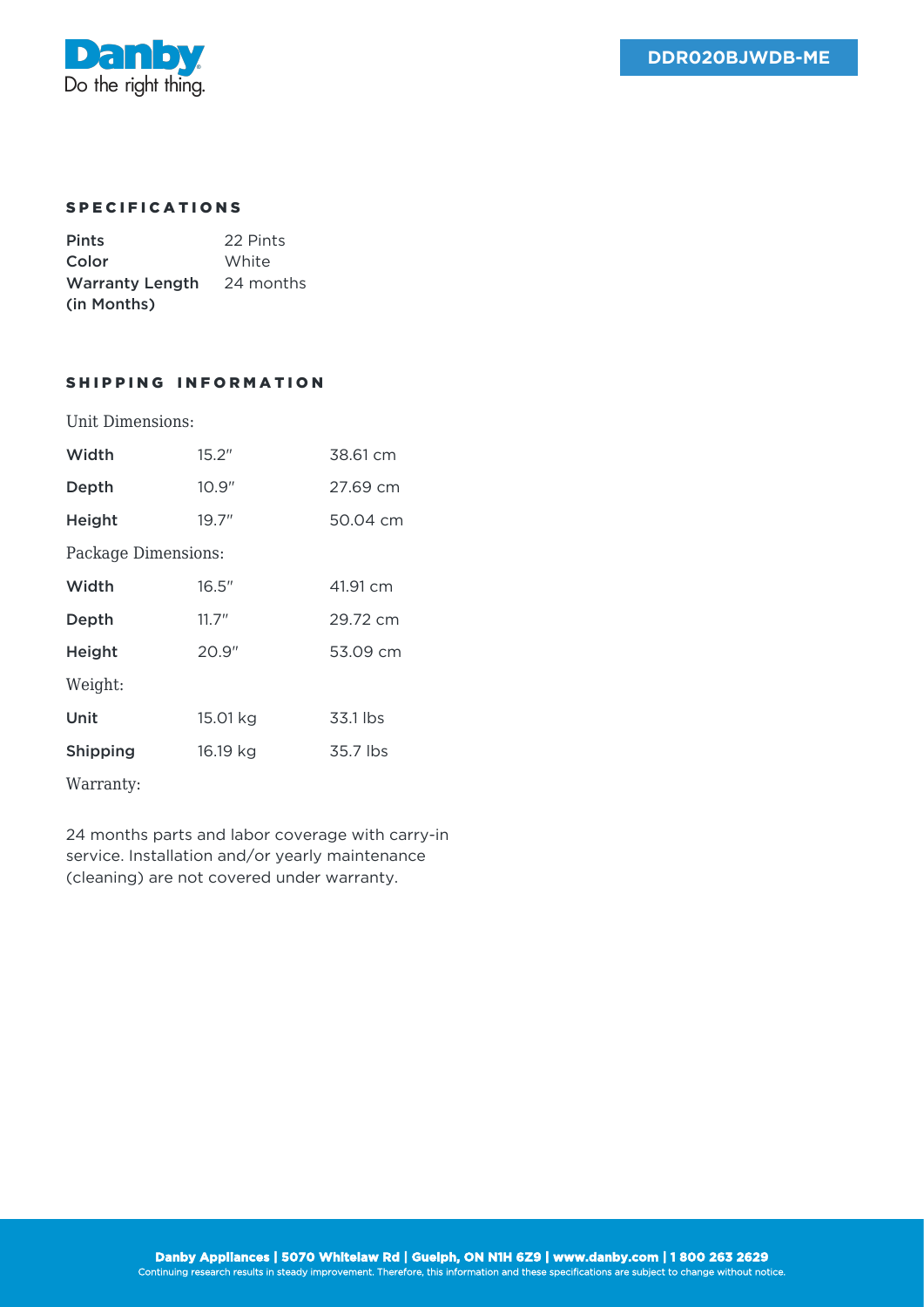**Danby**
Do the right thing.

**DDR020BJWDB-ME**

## SPECIFICATIONS

| | |
|---|---|
| **Pints** | 22 Pints |
| **Color** | White |
| **Warranty Length (in Months)** | 24 months |

## SHIPPING INFORMATION

| | | |
|---|---|---|
| Unit Dimensions: | | |
| **Width** | 15.2" | 38.61 cm |
| **Depth** | 10.9" | 27.69 cm |
| **Height** | 19.7" | 50.04 cm |
| Package Dimensions: | | |
| **Width** | 16.5" | 41.91 cm |
| **Depth** | 11.7" | 29.72 cm |
| **Height** | 20.9" | 53.09 cm |
| Weight: | | |
| **Unit** | 15.01 kg | 33.1 lbs |
| **Shipping** | 16.19 kg | 35.7 lbs |

Warranty:

24 months parts and labor coverage with carry-in service. Installation and/or yearly maintenance (cleaning) are not covered under warranty.

**Danby Appliances | 5070 Whitelaw Rd | Guelph, ON N1H 6Z9 | www.danby.com | 1 800 263 2629**
Continuing research results in steady improvement. Therefore, this information and these specifications are subject to change without notice.